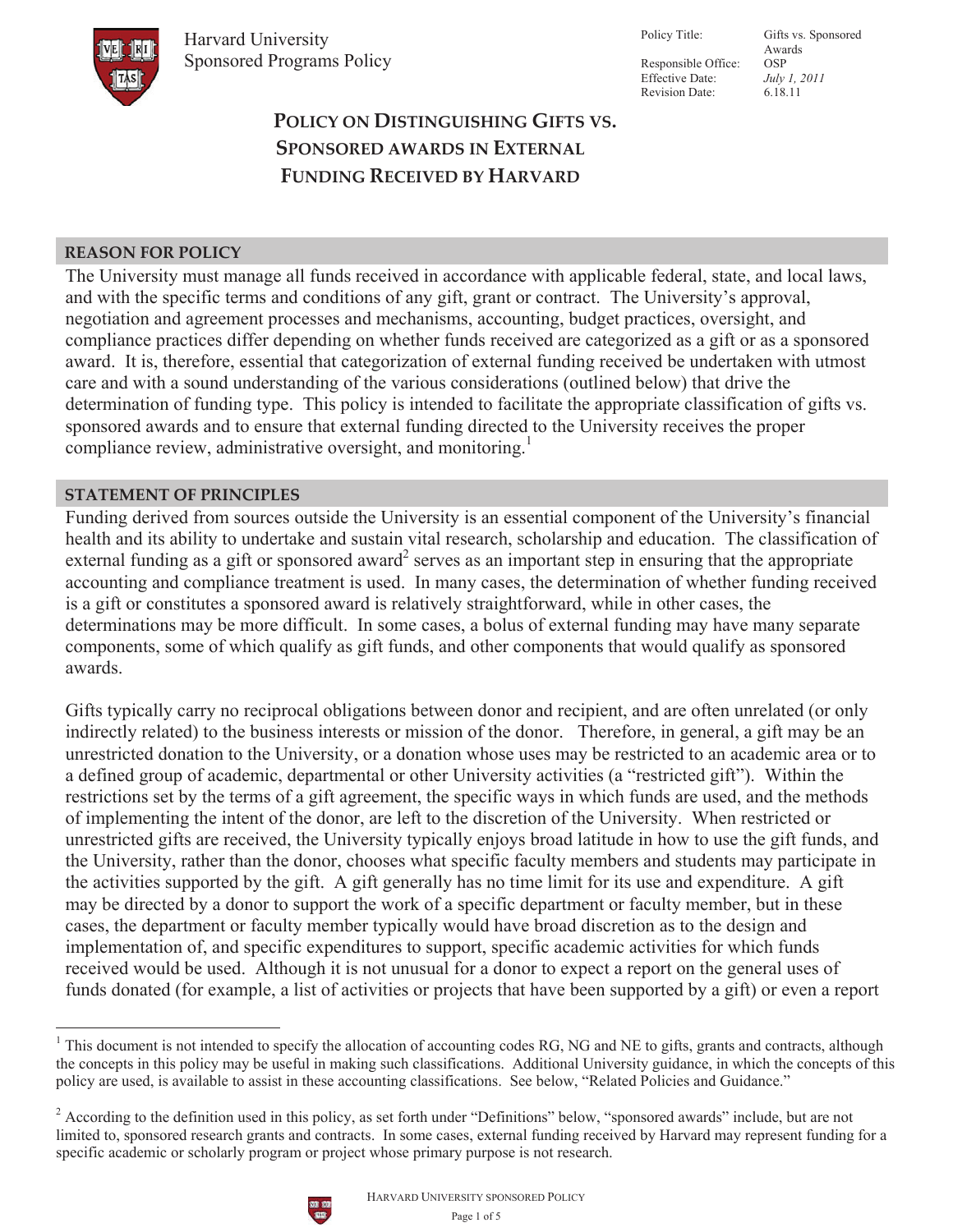Harvard University
Sponsored Programs Policy

| Policy Title: | Gifts vs. Sponsored Awards |
| --- | --- |
| Responsible Office: | OSP |
| Effective Date: | *July 1, 2011* |
| Revision Date: | 6.18.11 |

# POLICY ON DISTINGUISHING GIFTS VS. SPONSORED AWARDS IN EXTERNAL FUNDING RECEIVED BY HARVARD

## REASON FOR POLICY

The University must manage all funds received in accordance with applicable federal, state, and local laws, and with the specific terms and conditions of any gift, grant or contract. The University's approval, negotiation and agreement processes and mechanisms, accounting, budget practices, oversight, and compliance practices differ depending on whether funds received are categorized as a gift or as a sponsored award. It is, therefore, essential that categorization of external funding received be undertaken with utmost care and with a sound understanding of the various considerations (outlined below) that drive the determination of funding type. This policy is intended to facilitate the appropriate classification of gifts vs. sponsored awards and to ensure that external funding directed to the University receives the proper compliance review, administrative oversight, and monitoring.[1]

## STATEMENT OF PRINCIPLES

Funding derived from sources outside the University is an essential component of the University's financial health and its ability to undertake and sustain vital research, scholarship and education. The classification of external funding as a gift or sponsored award[2] serves as an important step in ensuring that the appropriate accounting and compliance treatment is used. In many cases, the determination of whether funding received is a gift or constitutes a sponsored award is relatively straightforward, while in other cases, the determinations may be more difficult. In some cases, a bolus of external funding may have many separate components, some of which qualify as gift funds, and other components that would qualify as sponsored awards.

Gifts typically carry no reciprocal obligations between donor and recipient, and are often unrelated (or only indirectly related) to the business interests or mission of the donor. Therefore, in general, a gift may be an unrestricted donation to the University, or a donation whose uses may be restricted to an academic area or to a defined group of academic, departmental or other University activities (a "restricted gift"). Within the restrictions set by the terms of a gift agreement, the specific ways in which funds are used, and the methods of implementing the intent of the donor, are left to the discretion of the University. When restricted or unrestricted gifts are received, the University typically enjoys broad latitude in how to use the gift funds, and the University, rather than the donor, chooses what specific faculty members and students may participate in the activities supported by the gift. A gift generally has no time limit for its use and expenditure. A gift may be directed by a donor to support the work of a specific department or faculty member, but in these cases, the department or faculty member typically would have broad discretion as to the design and implementation of, and specific expenditures to support, specific academic activities for which funds received would be used. Although it is not unusual for a donor to expect a report on the general uses of funds donated (for example, a list of activities or projects that have been supported by a gift) or even a report

---

[1] This document is not intended to specify the allocation of accounting codes RG, NG and NE to gifts, grants and contracts, although the concepts in this policy may be useful in making such classifications. Additional University guidance, in which the concepts of this policy are used, is available to assist in these accounting classifications. See below, "Related Policies and Guidance."

[2] According to the definition used in this policy, as set forth under "Definitions" below, "sponsored awards" include, but are not limited to, sponsored research grants and contracts. In some cases, external funding received by Harvard may represent funding for a specific academic or scholarly program or project whose primary purpose is not research.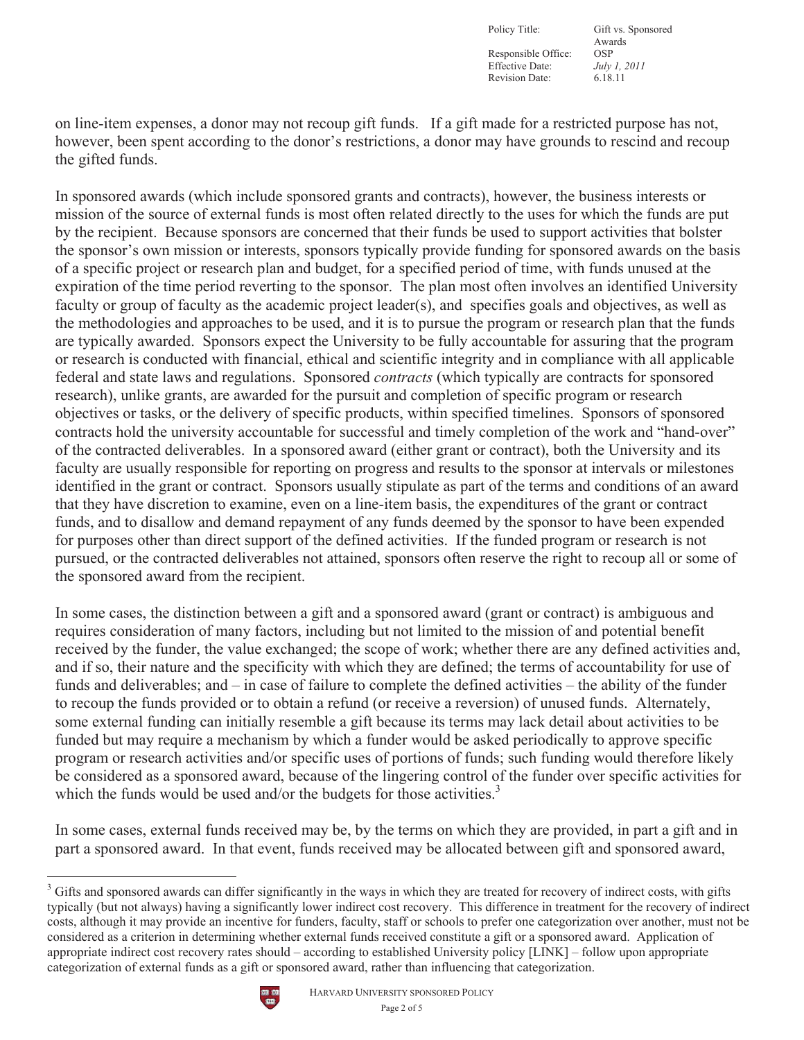on line-item expenses, a donor may not recoup gift funds. If a gift made for a restricted purpose has not, however, been spent according to the donor's restrictions, a donor may have grounds to rescind and recoup the gifted funds.

In sponsored awards (which include sponsored grants and contracts), however, the business interests or mission of the source of external funds is most often related directly to the uses for which the funds are put by the recipient. Because sponsors are concerned that their funds be used to support activities that bolster the sponsor's own mission or interests, sponsors typically provide funding for sponsored awards on the basis of a specific project or research plan and budget, for a specified period of time, with funds unused at the expiration of the time period reverting to the sponsor. The plan most often involves an identified University faculty or group of faculty as the academic project leader(s), and specifies goals and objectives, as well as the methodologies and approaches to be used, and it is to pursue the program or research plan that the funds are typically awarded. Sponsors expect the University to be fully accountable for assuring that the program or research is conducted with financial, ethical and scientific integrity and in compliance with all applicable federal and state laws and regulations. Sponsored *contracts* (which typically are contracts for sponsored research), unlike grants, are awarded for the pursuit and completion of specific program or research objectives or tasks, or the delivery of specific products, within specified timelines. Sponsors of sponsored contracts hold the university accountable for successful and timely completion of the work and "hand-over" of the contracted deliverables. In a sponsored award (either grant or contract), both the University and its faculty are usually responsible for reporting on progress and results to the sponsor at intervals or milestones identified in the grant or contract. Sponsors usually stipulate as part of the terms and conditions of an award that they have discretion to examine, even on a line-item basis, the expenditures of the grant or contract funds, and to disallow and demand repayment of any funds deemed by the sponsor to have been expended for purposes other than direct support of the defined activities. If the funded program or research is not pursued, or the contracted deliverables not attained, sponsors often reserve the right to recoup all or some of the sponsored award from the recipient.

In some cases, the distinction between a gift and a sponsored award (grant or contract) is ambiguous and requires consideration of many factors, including but not limited to the mission of and potential benefit received by the funder, the value exchanged; the scope of work; whether there are any defined activities and, and if so, their nature and the specificity with which they are defined; the terms of accountability for use of funds and deliverables; and – in case of failure to complete the defined activities – the ability of the funder to recoup the funds provided or to obtain a refund (or receive a reversion) of unused funds. Alternately, some external funding can initially resemble a gift because its terms may lack detail about activities to be funded but may require a mechanism by which a funder would be asked periodically to approve specific program or research activities and/or specific uses of portions of funds; such funding would therefore likely be considered as a sponsored award, because of the lingering control of the funder over specific activities for which the funds would be used and/or the budgets for those activities.[3]

In some cases, external funds received may be, by the terms on which they are provided, in part a gift and in part a sponsored award. In that event, funds received may be allocated between gift and sponsored award,

[3] Gifts and sponsored awards can differ significantly in the ways in which they are treated for recovery of indirect costs, with gifts typically (but not always) having a significantly lower indirect cost recovery. This difference in treatment for the recovery of indirect costs, although it may provide an incentive for funders, faculty, staff or schools to prefer one categorization over another, must not be considered as a criterion in determining whether external funds received constitute a gift or a sponsored award. Application of appropriate indirect cost recovery rates should – according to established University policy [LINK] – follow upon appropriate categorization of external funds as a gift or sponsored award, rather than influencing that categorization.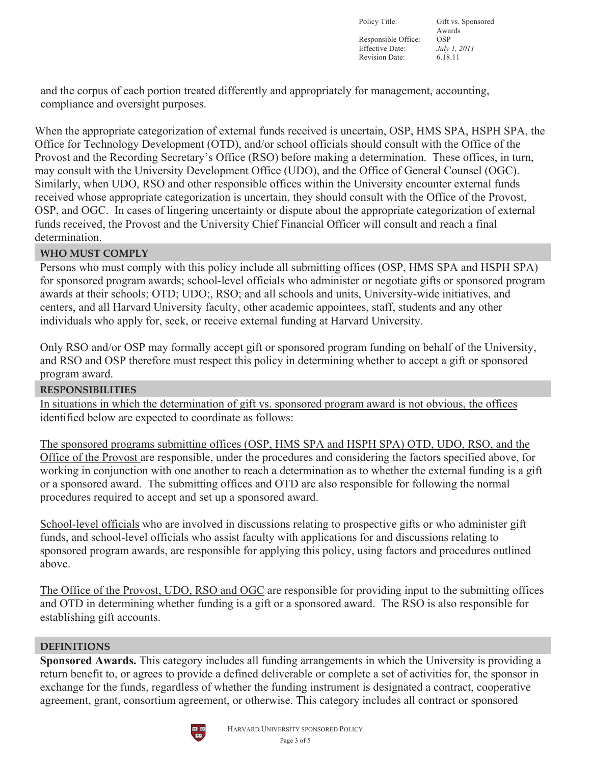and the corpus of each portion treated differently and appropriately for management, accounting, compliance and oversight purposes.

When the appropriate categorization of external funds received is uncertain, OSP, HMS SPA, HSPH SPA, the Office for Technology Development (OTD), and/or school officials should consult with the Office of the Provost and the Recording Secretary's Office (RSO) before making a determination. These offices, in turn, may consult with the University Development Office (UDO), and the Office of General Counsel (OGC). Similarly, when UDO, RSO and other responsible offices within the University encounter external funds received whose appropriate categorization is uncertain, they should consult with the Office of the Provost, OSP, and OGC. In cases of lingering uncertainty or dispute about the appropriate categorization of external funds received, the Provost and the University Chief Financial Officer will consult and reach a final determination.

## WHO MUST COMPLY

Persons who must comply with this policy include all submitting offices (OSP, HMS SPA and HSPH SPA) for sponsored program awards; school-level officials who administer or negotiate gifts or sponsored program awards at their schools; OTD; UDO;, RSO; and all schools and units, University-wide initiatives, and centers, and all Harvard University faculty, other academic appointees, staff, students and any other individuals who apply for, seek, or receive external funding at Harvard University.

Only RSO and/or OSP may formally accept gift or sponsored program funding on behalf of the University, and RSO and OSP therefore must respect this policy in determining whether to accept a gift or sponsored program award.

## RESPONSIBILITIES

<u>In situations in which the determination of gift vs. sponsored program award is not obvious, the offices identified below are expected to coordinate as follows:</u>

<u>The sponsored programs submitting offices (OSP, HMS SPA and HSPH SPA) OTD, UDO, RSO, and the Office of the Provost</u> are responsible, under the procedures and considering the factors specified above, for working in conjunction with one another to reach a determination as to whether the external funding is a gift or a sponsored award. The submitting offices and OTD are also responsible for following the normal procedures required to accept and set up a sponsored award.

<u>School-level officials</u> who are involved in discussions relating to prospective gifts or who administer gift funds, and school-level officials who assist faculty with applications for and discussions relating to sponsored program awards, are responsible for applying this policy, using factors and procedures outlined above.

<u>The Office of the Provost, UDO, RSO and OGC</u> are responsible for providing input to the submitting offices and OTD in determining whether funding is a gift or a sponsored award. The RSO is also responsible for establishing gift accounts.

## DEFINITIONS

**Sponsored Awards.** This category includes all funding arrangements in which the University is providing a return benefit to, or agrees to provide a defined deliverable or complete a set of activities for, the sponsor in exchange for the funds, regardless of whether the funding instrument is designated a contract, cooperative agreement, grant, consortium agreement, or otherwise. This category includes all contract or sponsored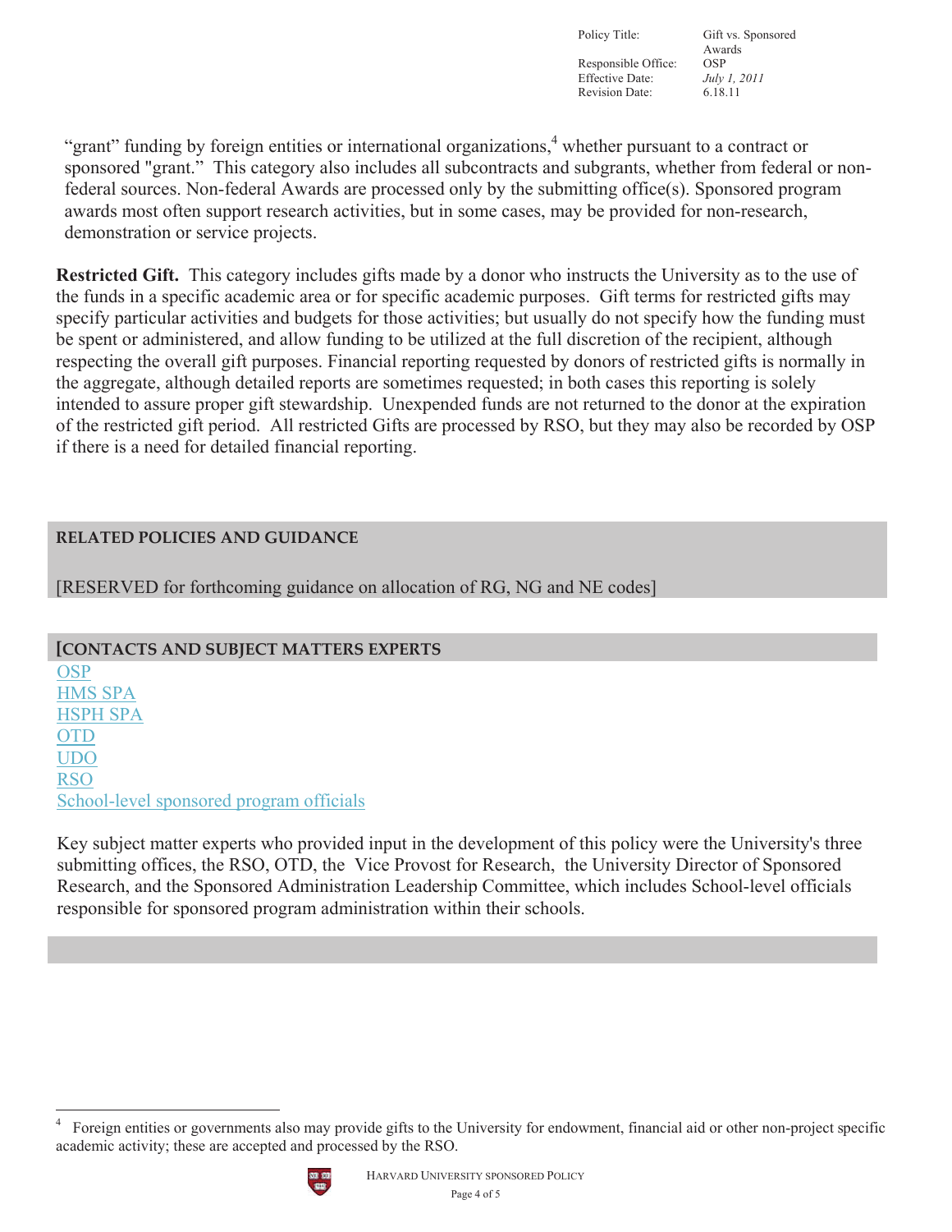"grant" funding by foreign entities or international organizations,[4] whether pursuant to a contract or sponsored "grant." This category also includes all subcontracts and subgrants, whether from federal or non-federal sources. Non-federal Awards are processed only by the submitting office(s). Sponsored program awards most often support research activities, but in some cases, may be provided for non-research, demonstration or service projects.

**Restricted Gift.** This category includes gifts made by a donor who instructs the University as to the use of the funds in a specific academic area or for specific academic purposes. Gift terms for restricted gifts may specify particular activities and budgets for those activities; but usually do not specify how the funding must be spent or administered, and allow funding to be utilized at the full discretion of the recipient, although respecting the overall gift purposes. Financial reporting requested by donors of restricted gifts is normally in the aggregate, although detailed reports are sometimes requested; in both cases this reporting is solely intended to assure proper gift stewardship. Unexpended funds are not returned to the donor at the expiration of the restricted gift period. All restricted Gifts are processed by RSO, but they may also be recorded by OSP if there is a need for detailed financial reporting.

## RELATED POLICIES AND GUIDANCE

[RESERVED for forthcoming guidance on allocation of RG, NG and NE codes]

## [CONTACTS AND SUBJECT MATTERS EXPERTS

OSP
HMS SPA
HSPH SPA
OTD
UDO
RSO
School-level sponsored program officials

Key subject matter experts who provided input in the development of this policy were the University's three submitting offices, the RSO, OTD, the Vice Provost for Research, the University Director of Sponsored Research, and the Sponsored Administration Leadership Committee, which includes School-level officials responsible for sponsored program administration within their schools.

---

[4] Foreign entities or governments also may provide gifts to the University for endowment, financial aid or other non-project specific academic activity; these are accepted and processed by the RSO.